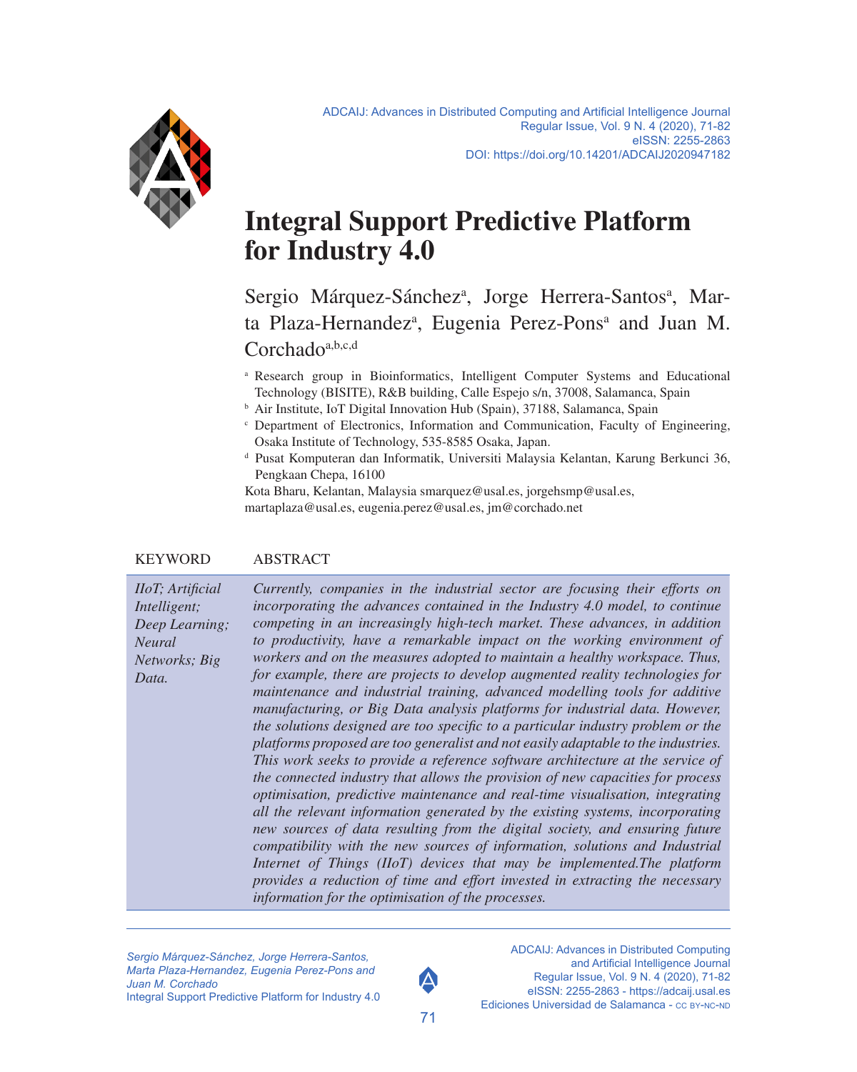# Integral Support Predictive Platform for Industry 4.0

Sergio Márquez-Sánchez[a], Jorge Herrera-Santos[a], Marta Plaza-Hernandez[a], Eugenia Perez-Pons[a] and Juan M. Corchado[a,b,c,d]

[a] Research group in Bioinformatics, Intelligent Computer Systems and Educational Technology (BISITE), R&B building, Calle Espejo s/n, 37008, Salamanca, Spain

[b] Air Institute, IoT Digital Innovation Hub (Spain), 37188, Salamanca, Spain

[c] Department of Electronics, Information and Communication, Faculty of Engineering, Osaka Institute of Technology, 535-8585 Osaka, Japan.

[d] Pusat Komputeran dan Informatik, Universiti Malaysia Kelantan, Karung Berkunci 36, Pengkaan Chepa, 16100

Kota Bharu, Kelantan, Malaysia smarquez@usal.es, jorgehsmp@usal.es, martaplaza@usal.es, eugenia.perez@usal.es, jm@corchado.net

| KEYWORD | ABSTRACT |
| --- | --- |
| *IIoT; Artificial Intelligent; Deep Learning; Neural Networks; Big Data.* | *Currently, companies in the industrial sector are focusing their efforts on incorporating the advances contained in the Industry 4.0 model, to continue competing in an increasingly high-tech market. These advances, in addition to productivity, have a remarkable impact on the working environment of workers and on the measures adopted to maintain a healthy workspace. Thus, for example, there are projects to develop augmented reality technologies for maintenance and industrial training, advanced modelling tools for additive manufacturing, or Big Data analysis platforms for industrial data. However, the solutions designed are too specific to a particular industry problem or the platforms proposed are too generalist and not easily adaptable to the industries. This work seeks to provide a reference software architecture at the service of the connected industry that allows the provision of new capacities for process optimisation, predictive maintenance and real-time visualisation, integrating all the relevant information generated by the existing systems, incorporating new sources of data resulting from the digital society, and ensuring future compatibility with the new sources of information, solutions and Industrial Internet of Things (IIoT) devices that may be implemented.The platform provides a reduction of time and effort invested in extracting the necessary information for the optimisation of the processes.* |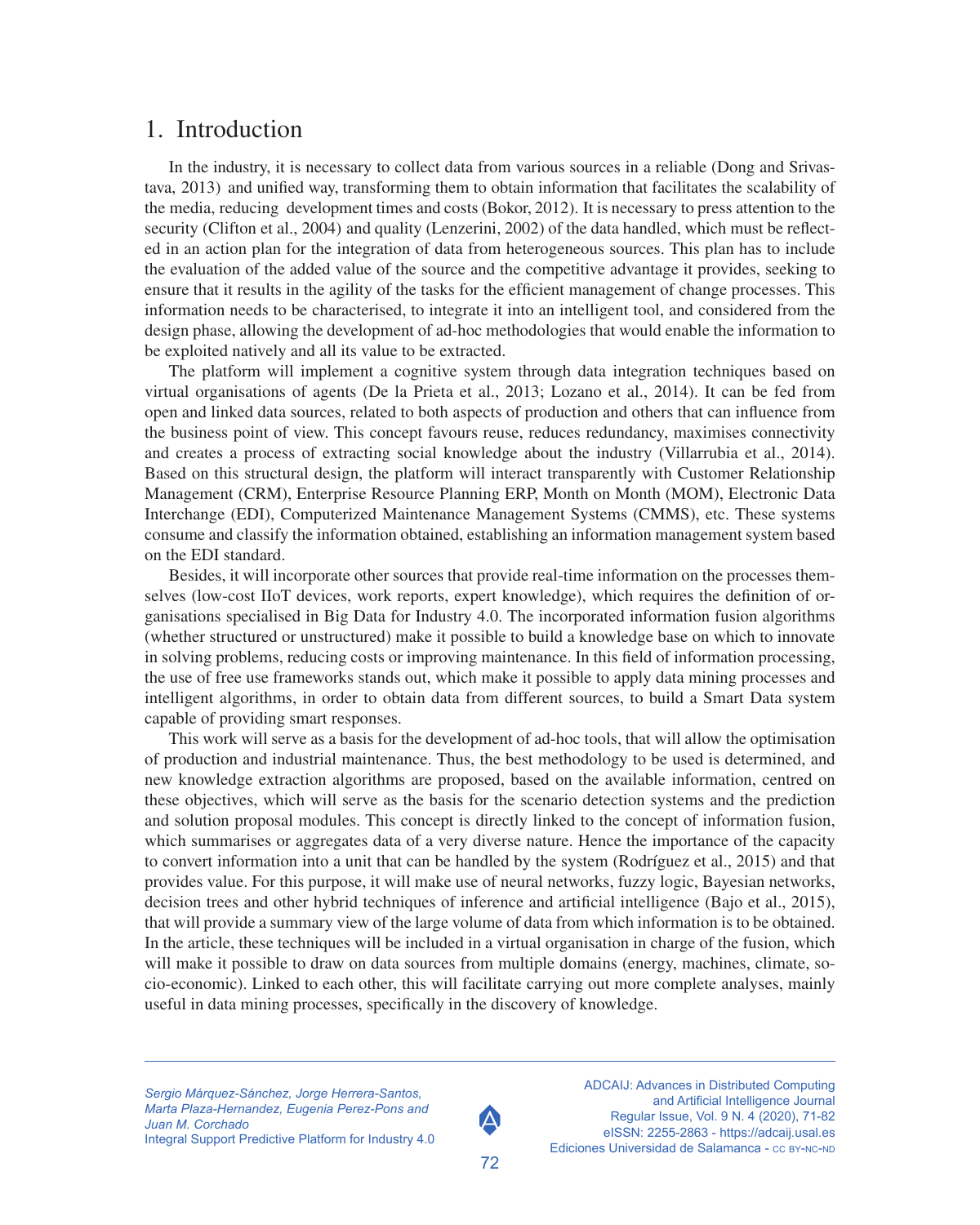# 1. Introduction

In the industry, it is necessary to collect data from various sources in a reliable (Dong and Srivastava, 2013) and unified way, transforming them to obtain information that facilitates the scalability of the media, reducing development times and costs (Bokor, 2012). It is necessary to press attention to the security (Clifton et al., 2004) and quality (Lenzerini, 2002) of the data handled, which must be reflected in an action plan for the integration of data from heterogeneous sources. This plan has to include the evaluation of the added value of the source and the competitive advantage it provides, seeking to ensure that it results in the agility of the tasks for the efficient management of change processes. This information needs to be characterised, to integrate it into an intelligent tool, and considered from the design phase, allowing the development of ad-hoc methodologies that would enable the information to be exploited natively and all its value to be extracted.

The platform will implement a cognitive system through data integration techniques based on virtual organisations of agents (De la Prieta et al., 2013; Lozano et al., 2014). It can be fed from open and linked data sources, related to both aspects of production and others that can influence from the business point of view. This concept favours reuse, reduces redundancy, maximises connectivity and creates a process of extracting social knowledge about the industry (Villarrubia et al., 2014). Based on this structural design, the platform will interact transparently with Customer Relationship Management (CRM), Enterprise Resource Planning ERP, Month on Month (MOM), Electronic Data Interchange (EDI), Computerized Maintenance Management Systems (CMMS), etc. These systems consume and classify the information obtained, establishing an information management system based on the EDI standard.

Besides, it will incorporate other sources that provide real-time information on the processes themselves (low-cost IIoT devices, work reports, expert knowledge), which requires the definition of organisations specialised in Big Data for Industry 4.0. The incorporated information fusion algorithms (whether structured or unstructured) make it possible to build a knowledge base on which to innovate in solving problems, reducing costs or improving maintenance. In this field of information processing, the use of free use frameworks stands out, which make it possible to apply data mining processes and intelligent algorithms, in order to obtain data from different sources, to build a Smart Data system capable of providing smart responses.

This work will serve as a basis for the development of ad-hoc tools, that will allow the optimisation of production and industrial maintenance. Thus, the best methodology to be used is determined, and new knowledge extraction algorithms are proposed, based on the available information, centred on these objectives, which will serve as the basis for the scenario detection systems and the prediction and solution proposal modules. This concept is directly linked to the concept of information fusion, which summarises or aggregates data of a very diverse nature. Hence the importance of the capacity to convert information into a unit that can be handled by the system (Rodríguez et al., 2015) and that provides value. For this purpose, it will make use of neural networks, fuzzy logic, Bayesian networks, decision trees and other hybrid techniques of inference and artificial intelligence (Bajo et al., 2015), that will provide a summary view of the large volume of data from which information is to be obtained. In the article, these techniques will be included in a virtual organisation in charge of the fusion, which will make it possible to draw on data sources from multiple domains (energy, machines, climate, socio-economic). Linked to each other, this will facilitate carrying out more complete analyses, mainly useful in data mining processes, specifically in the discovery of knowledge.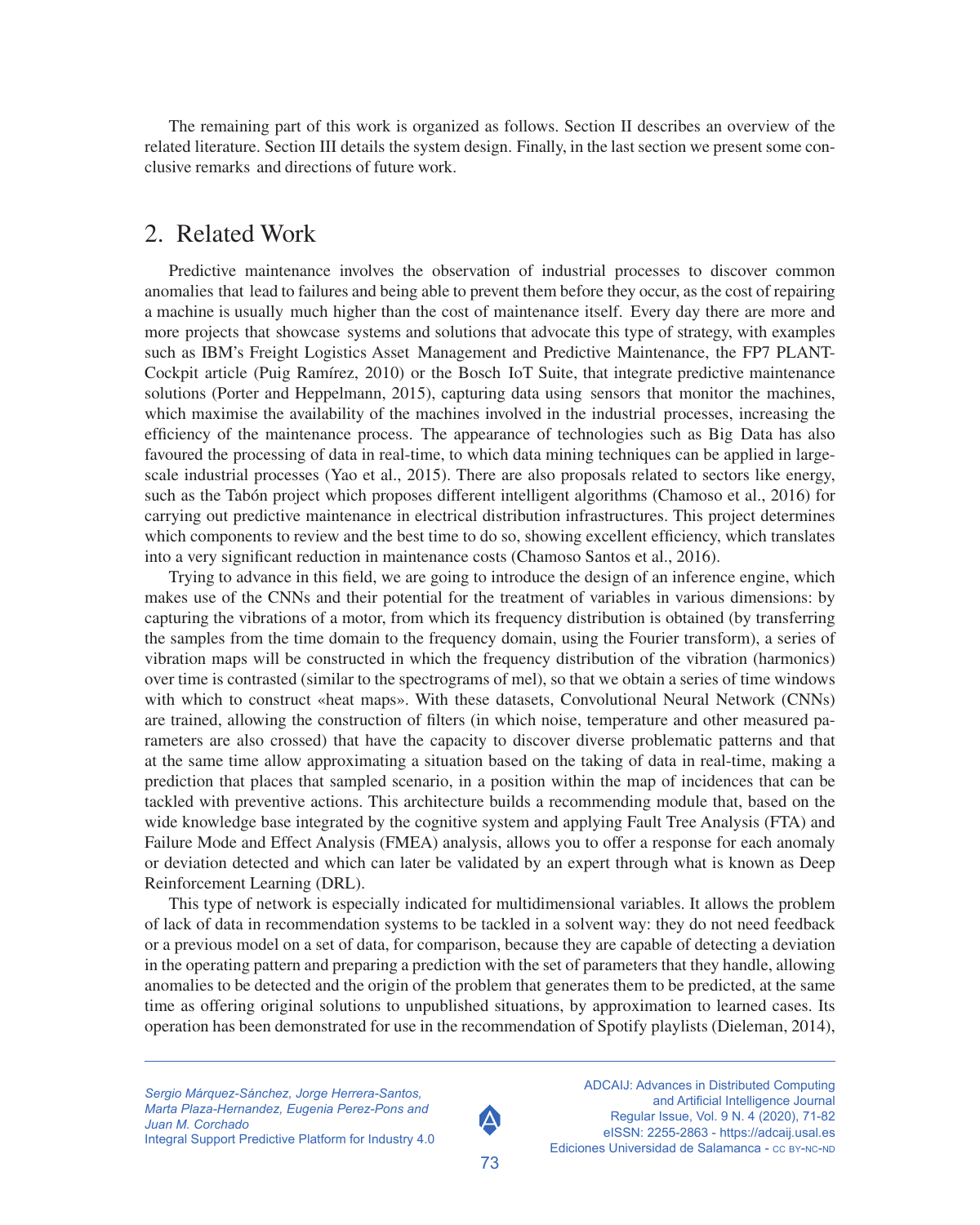The remaining part of this work is organized as follows. Section II describes an overview of the related literature. Section III details the system design. Finally, in the last section we present some conclusive remarks and directions of future work.

## 2. Related Work

Predictive maintenance involves the observation of industrial processes to discover common anomalies that lead to failures and being able to prevent them before they occur, as the cost of repairing a machine is usually much higher than the cost of maintenance itself. Every day there are more and more projects that showcase systems and solutions that advocate this type of strategy, with examples such as IBM's Freight Logistics Asset Management and Predictive Maintenance, the FP7 PLANT-Cockpit article (Puig Ramírez, 2010) or the Bosch IoT Suite, that integrate predictive maintenance solutions (Porter and Heppelmann, 2015), capturing data using sensors that monitor the machines, which maximise the availability of the machines involved in the industrial processes, increasing the efficiency of the maintenance process. The appearance of technologies such as Big Data has also favoured the processing of data in real-time, to which data mining techniques can be applied in large-scale industrial processes (Yao et al., 2015). There are also proposals related to sectors like energy, such as the Tabón project which proposes different intelligent algorithms (Chamoso et al., 2016) for carrying out predictive maintenance in electrical distribution infrastructures. This project determines which components to review and the best time to do so, showing excellent efficiency, which translates into a very significant reduction in maintenance costs (Chamoso Santos et al., 2016).

Trying to advance in this field, we are going to introduce the design of an inference engine, which makes use of the CNNs and their potential for the treatment of variables in various dimensions: by capturing the vibrations of a motor, from which its frequency distribution is obtained (by transferring the samples from the time domain to the frequency domain, using the Fourier transform), a series of vibration maps will be constructed in which the frequency distribution of the vibration (harmonics) over time is contrasted (similar to the spectrograms of mel), so that we obtain a series of time windows with which to construct «heat maps». With these datasets, Convolutional Neural Network (CNNs) are trained, allowing the construction of filters (in which noise, temperature and other measured parameters are also crossed) that have the capacity to discover diverse problematic patterns and that at the same time allow approximating a situation based on the taking of data in real-time, making a prediction that places that sampled scenario, in a position within the map of incidences that can be tackled with preventive actions. This architecture builds a recommending module that, based on the wide knowledge base integrated by the cognitive system and applying Fault Tree Analysis (FTA) and Failure Mode and Effect Analysis (FMEA) analysis, allows you to offer a response for each anomaly or deviation detected and which can later be validated by an expert through what is known as Deep Reinforcement Learning (DRL).

This type of network is especially indicated for multidimensional variables. It allows the problem of lack of data in recommendation systems to be tackled in a solvent way: they do not need feedback or a previous model on a set of data, for comparison, because they are capable of detecting a deviation in the operating pattern and preparing a prediction with the set of parameters that they handle, allowing anomalies to be detected and the origin of the problem that generates them to be predicted, at the same time as offering original solutions to unpublished situations, by approximation to learned cases. Its operation has been demonstrated for use in the recommendation of Spotify playlists (Dieleman, 2014),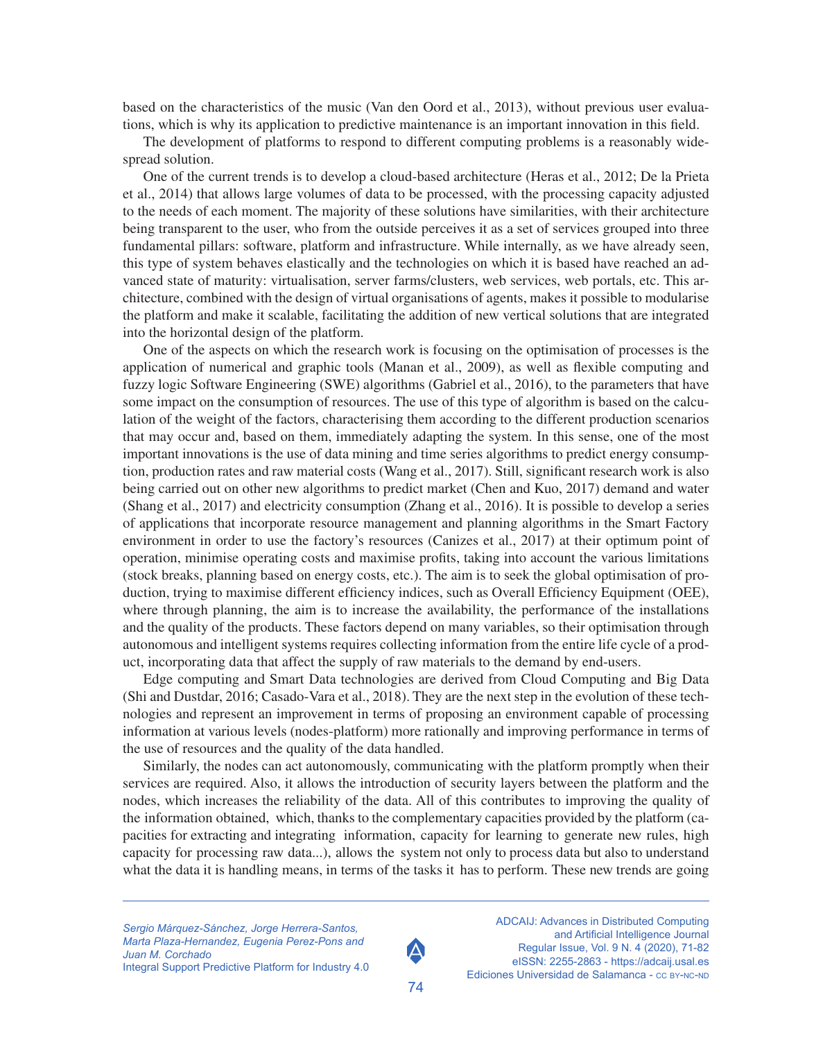based on the characteristics of the music (Van den Oord et al., 2013), without previous user evaluations, which is why its application to predictive maintenance is an important innovation in this field.

The development of platforms to respond to different computing problems is a reasonably widespread solution.

One of the current trends is to develop a cloud-based architecture (Heras et al., 2012; De la Prieta et al., 2014) that allows large volumes of data to be processed, with the processing capacity adjusted to the needs of each moment. The majority of these solutions have similarities, with their architecture being transparent to the user, who from the outside perceives it as a set of services grouped into three fundamental pillars: software, platform and infrastructure. While internally, as we have already seen, this type of system behaves elastically and the technologies on which it is based have reached an advanced state of maturity: virtualisation, server farms/clusters, web services, web portals, etc. This architecture, combined with the design of virtual organisations of agents, makes it possible to modularise the platform and make it scalable, facilitating the addition of new vertical solutions that are integrated into the horizontal design of the platform.

One of the aspects on which the research work is focusing on the optimisation of processes is the application of numerical and graphic tools (Manan et al., 2009), as well as flexible computing and fuzzy logic Software Engineering (SWE) algorithms (Gabriel et al., 2016), to the parameters that have some impact on the consumption of resources. The use of this type of algorithm is based on the calculation of the weight of the factors, characterising them according to the different production scenarios that may occur and, based on them, immediately adapting the system. In this sense, one of the most important innovations is the use of data mining and time series algorithms to predict energy consumption, production rates and raw material costs (Wang et al., 2017). Still, significant research work is also being carried out on other new algorithms to predict market (Chen and Kuo, 2017) demand and water (Shang et al., 2017) and electricity consumption (Zhang et al., 2016). It is possible to develop a series of applications that incorporate resource management and planning algorithms in the Smart Factory environment in order to use the factory's resources (Canizes et al., 2017) at their optimum point of operation, minimise operating costs and maximise profits, taking into account the various limitations (stock breaks, planning based on energy costs, etc.). The aim is to seek the global optimisation of production, trying to maximise different efficiency indices, such as Overall Efficiency Equipment (OEE), where through planning, the aim is to increase the availability, the performance of the installations and the quality of the products. These factors depend on many variables, so their optimisation through autonomous and intelligent systems requires collecting information from the entire life cycle of a product, incorporating data that affect the supply of raw materials to the demand by end-users.

Edge computing and Smart Data technologies are derived from Cloud Computing and Big Data (Shi and Dustdar, 2016; Casado-Vara et al., 2018). They are the next step in the evolution of these technologies and represent an improvement in terms of proposing an environment capable of processing information at various levels (nodes-platform) more rationally and improving performance in terms of the use of resources and the quality of the data handled.

Similarly, the nodes can act autonomously, communicating with the platform promptly when their services are required. Also, it allows the introduction of security layers between the platform and the nodes, which increases the reliability of the data. All of this contributes to improving the quality of the information obtained, which, thanks to the complementary capacities provided by the platform (capacities for extracting and integrating information, capacity for learning to generate new rules, high capacity for processing raw data...), allows the system not only to process data but also to understand what the data it is handling means, in terms of the tasks it has to perform. These new trends are going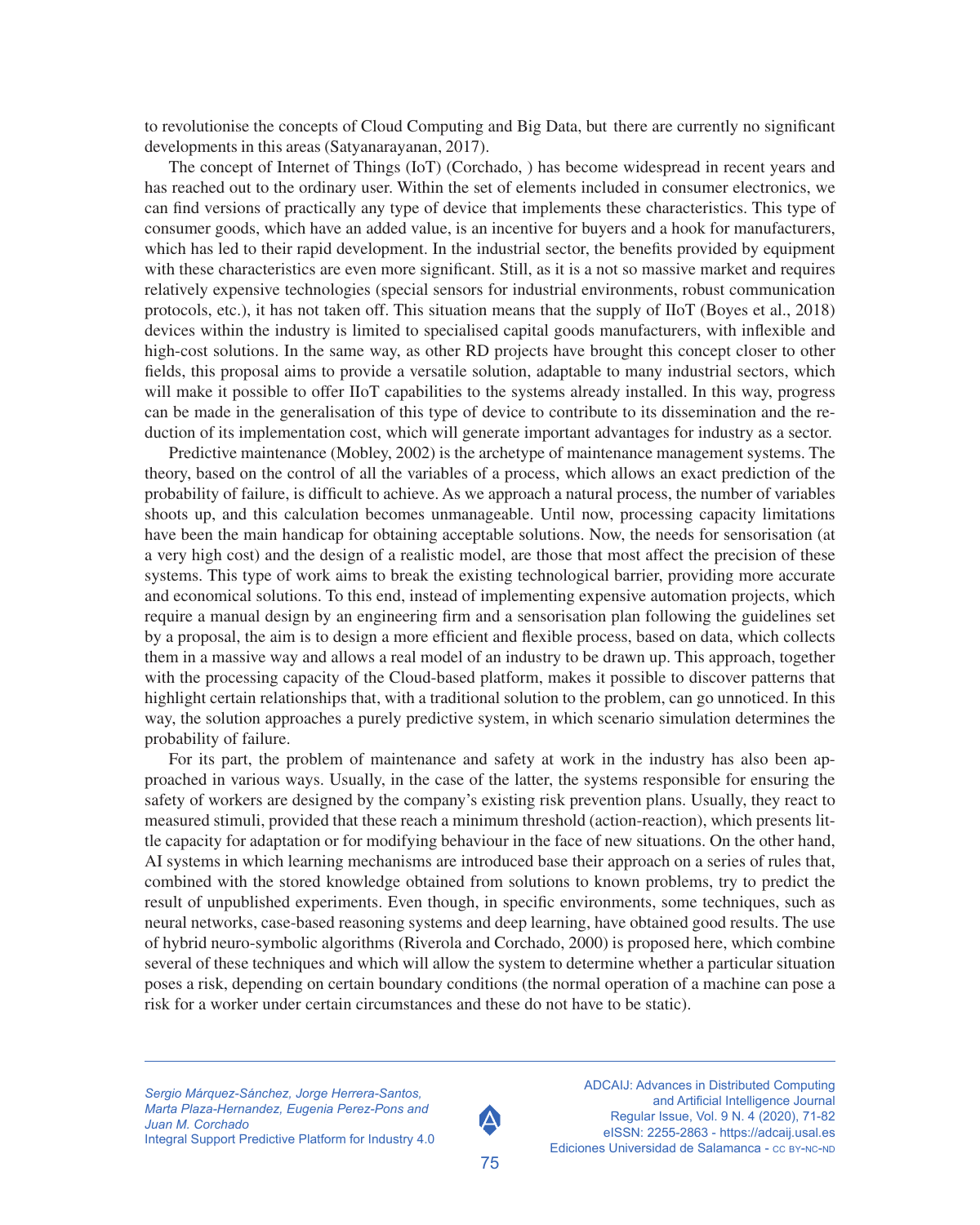to revolutionise the concepts of Cloud Computing and Big Data, but there are currently no significant developments in this areas (Satyanarayanan, 2017).

The concept of Internet of Things (IoT) (Corchado, ) has become widespread in recent years and has reached out to the ordinary user. Within the set of elements included in consumer electronics, we can find versions of practically any type of device that implements these characteristics. This type of consumer goods, which have an added value, is an incentive for buyers and a hook for manufacturers, which has led to their rapid development. In the industrial sector, the benefits provided by equipment with these characteristics are even more significant. Still, as it is a not so massive market and requires relatively expensive technologies (special sensors for industrial environments, robust communication protocols, etc.), it has not taken off. This situation means that the supply of IIoT (Boyes et al., 2018) devices within the industry is limited to specialised capital goods manufacturers, with inflexible and high-cost solutions. In the same way, as other RD projects have brought this concept closer to other fields, this proposal aims to provide a versatile solution, adaptable to many industrial sectors, which will make it possible to offer IIoT capabilities to the systems already installed. In this way, progress can be made in the generalisation of this type of device to contribute to its dissemination and the reduction of its implementation cost, which will generate important advantages for industry as a sector.

Predictive maintenance (Mobley, 2002) is the archetype of maintenance management systems. The theory, based on the control of all the variables of a process, which allows an exact prediction of the probability of failure, is difficult to achieve. As we approach a natural process, the number of variables shoots up, and this calculation becomes unmanageable. Until now, processing capacity limitations have been the main handicap for obtaining acceptable solutions. Now, the needs for sensorisation (at a very high cost) and the design of a realistic model, are those that most affect the precision of these systems. This type of work aims to break the existing technological barrier, providing more accurate and economical solutions. To this end, instead of implementing expensive automation projects, which require a manual design by an engineering firm and a sensorisation plan following the guidelines set by a proposal, the aim is to design a more efficient and flexible process, based on data, which collects them in a massive way and allows a real model of an industry to be drawn up. This approach, together with the processing capacity of the Cloud-based platform, makes it possible to discover patterns that highlight certain relationships that, with a traditional solution to the problem, can go unnoticed. In this way, the solution approaches a purely predictive system, in which scenario simulation determines the probability of failure.

For its part, the problem of maintenance and safety at work in the industry has also been approached in various ways. Usually, in the case of the latter, the systems responsible for ensuring the safety of workers are designed by the company's existing risk prevention plans. Usually, they react to measured stimuli, provided that these reach a minimum threshold (action-reaction), which presents little capacity for adaptation or for modifying behaviour in the face of new situations. On the other hand, AI systems in which learning mechanisms are introduced base their approach on a series of rules that, combined with the stored knowledge obtained from solutions to known problems, try to predict the result of unpublished experiments. Even though, in specific environments, some techniques, such as neural networks, case-based reasoning systems and deep learning, have obtained good results. The use of hybrid neuro-symbolic algorithms (Riverola and Corchado, 2000) is proposed here, which combine several of these techniques and which will allow the system to determine whether a particular situation poses a risk, depending on certain boundary conditions (the normal operation of a machine can pose a risk for a worker under certain circumstances and these do not have to be static).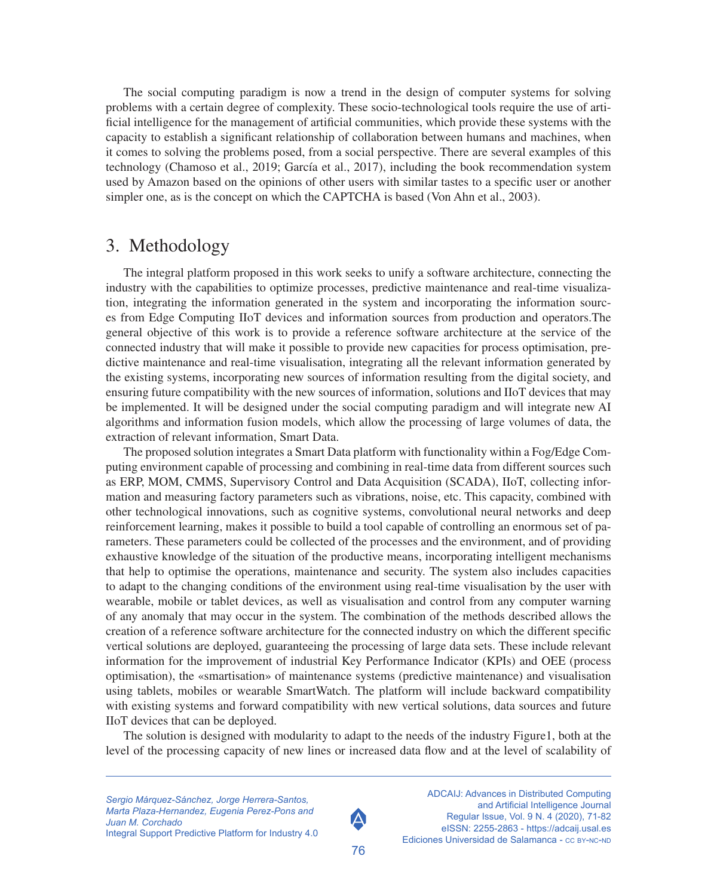The social computing paradigm is now a trend in the design of computer systems for solving problems with a certain degree of complexity. These socio-technological tools require the use of artificial intelligence for the management of artificial communities, which provide these systems with the capacity to establish a significant relationship of collaboration between humans and machines, when it comes to solving the problems posed, from a social perspective. There are several examples of this technology (Chamoso et al., 2019; García et al., 2017), including the book recommendation system used by Amazon based on the opinions of other users with similar tastes to a specific user or another simpler one, as is the concept on which the CAPTCHA is based (Von Ahn et al., 2003).

## 3. Methodology

The integral platform proposed in this work seeks to unify a software architecture, connecting the industry with the capabilities to optimize processes, predictive maintenance and real-time visualization, integrating the information generated in the system and incorporating the information sources from Edge Computing IIoT devices and information sources from production and operators.The general objective of this work is to provide a reference software architecture at the service of the connected industry that will make it possible to provide new capacities for process optimisation, predictive maintenance and real-time visualisation, integrating all the relevant information generated by the existing systems, incorporating new sources of information resulting from the digital society, and ensuring future compatibility with the new sources of information, solutions and IIoT devices that may be implemented. It will be designed under the social computing paradigm and will integrate new AI algorithms and information fusion models, which allow the processing of large volumes of data, the extraction of relevant information, Smart Data.

The proposed solution integrates a Smart Data platform with functionality within a Fog/Edge Computing environment capable of processing and combining in real-time data from different sources such as ERP, MOM, CMMS, Supervisory Control and Data Acquisition (SCADA), IIoT, collecting information and measuring factory parameters such as vibrations, noise, etc. This capacity, combined with other technological innovations, such as cognitive systems, convolutional neural networks and deep reinforcement learning, makes it possible to build a tool capable of controlling an enormous set of parameters. These parameters could be collected of the processes and the environment, and of providing exhaustive knowledge of the situation of the productive means, incorporating intelligent mechanisms that help to optimise the operations, maintenance and security. The system also includes capacities to adapt to the changing conditions of the environment using real-time visualisation by the user with wearable, mobile or tablet devices, as well as visualisation and control from any computer warning of any anomaly that may occur in the system. The combination of the methods described allows the creation of a reference software architecture for the connected industry on which the different specific vertical solutions are deployed, guaranteeing the processing of large data sets. These include relevant information for the improvement of industrial Key Performance Indicator (KPIs) and OEE (process optimisation), the «smartisation» of maintenance systems (predictive maintenance) and visualisation using tablets, mobiles or wearable SmartWatch. The platform will include backward compatibility with existing systems and forward compatibility with new vertical solutions, data sources and future IIoT devices that can be deployed.

The solution is designed with modularity to adapt to the needs of the industry Figure1, both at the level of the processing capacity of new lines or increased data flow and at the level of scalability of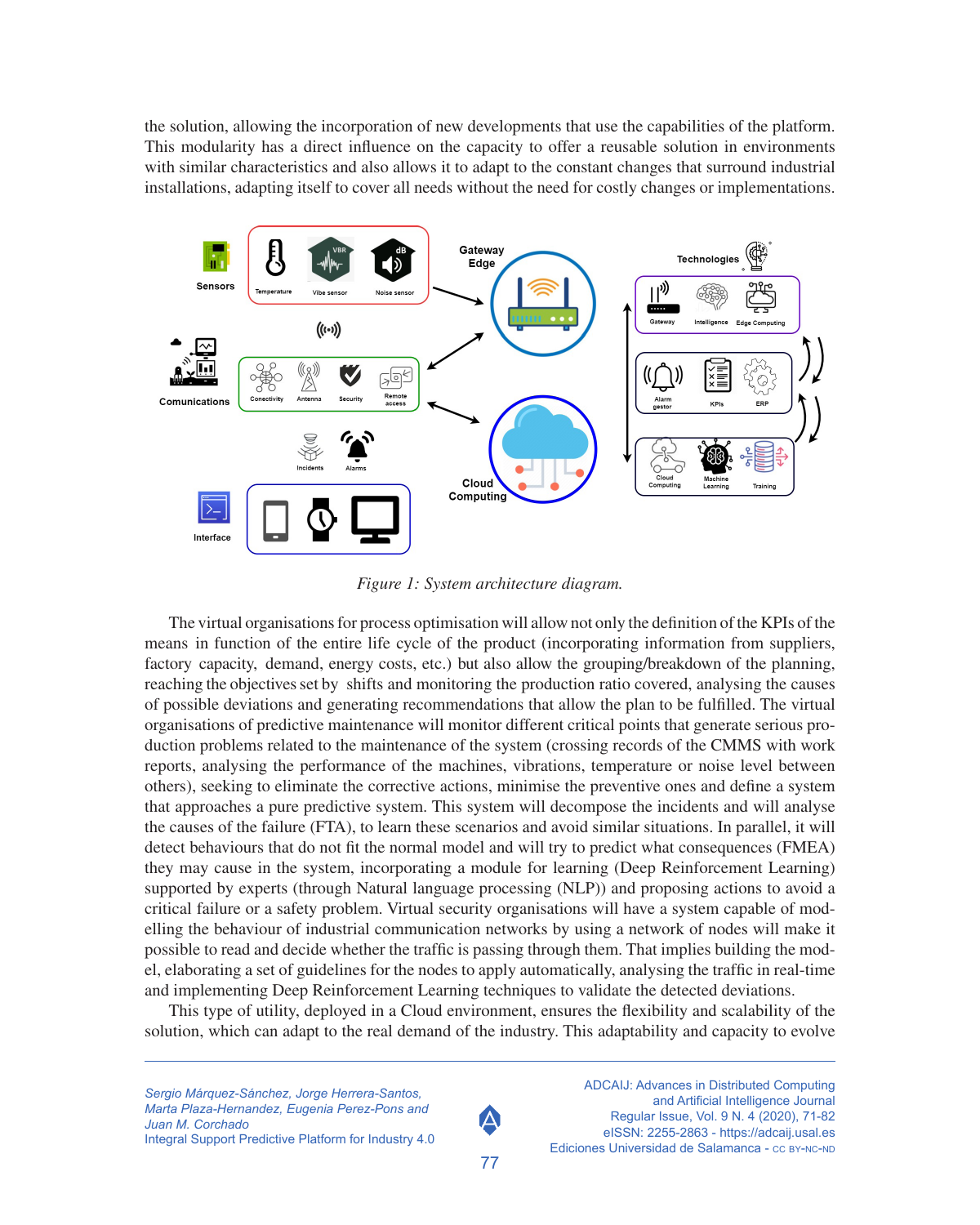the solution, allowing the incorporation of new developments that use the capabilities of the platform. This modularity has a direct influence on the capacity to offer a reusable solution in environments with similar characteristics and also allows it to adapt to the constant changes that surround industrial installations, adapting itself to cover all needs without the need for costly changes or implementations.

*Figure 1: System architecture diagram.*

The virtual organisations for process optimisation will allow not only the definition of the KPIs of the means in function of the entire life cycle of the product (incorporating information from suppliers, factory capacity, demand, energy costs, etc.) but also allow the grouping/breakdown of the planning, reaching the objectives set by shifts and monitoring the production ratio covered, analysing the causes of possible deviations and generating recommendations that allow the plan to be fulfilled. The virtual organisations of predictive maintenance will monitor different critical points that generate serious production problems related to the maintenance of the system (crossing records of the CMMS with work reports, analysing the performance of the machines, vibrations, temperature or noise level between others), seeking to eliminate the corrective actions, minimise the preventive ones and define a system that approaches a pure predictive system. This system will decompose the incidents and will analyse the causes of the failure (FTA), to learn these scenarios and avoid similar situations. In parallel, it will detect behaviours that do not fit the normal model and will try to predict what consequences (FMEA) they may cause in the system, incorporating a module for learning (Deep Reinforcement Learning) supported by experts (through Natural language processing (NLP)) and proposing actions to avoid a critical failure or a safety problem. Virtual security organisations will have a system capable of modelling the behaviour of industrial communication networks by using a network of nodes will make it possible to read and decide whether the traffic is passing through them. That implies building the model, elaborating a set of guidelines for the nodes to apply automatically, analysing the traffic in real-time and implementing Deep Reinforcement Learning techniques to validate the detected deviations.

This type of utility, deployed in a Cloud environment, ensures the flexibility and scalability of the solution, which can adapt to the real demand of the industry. This adaptability and capacity to evolve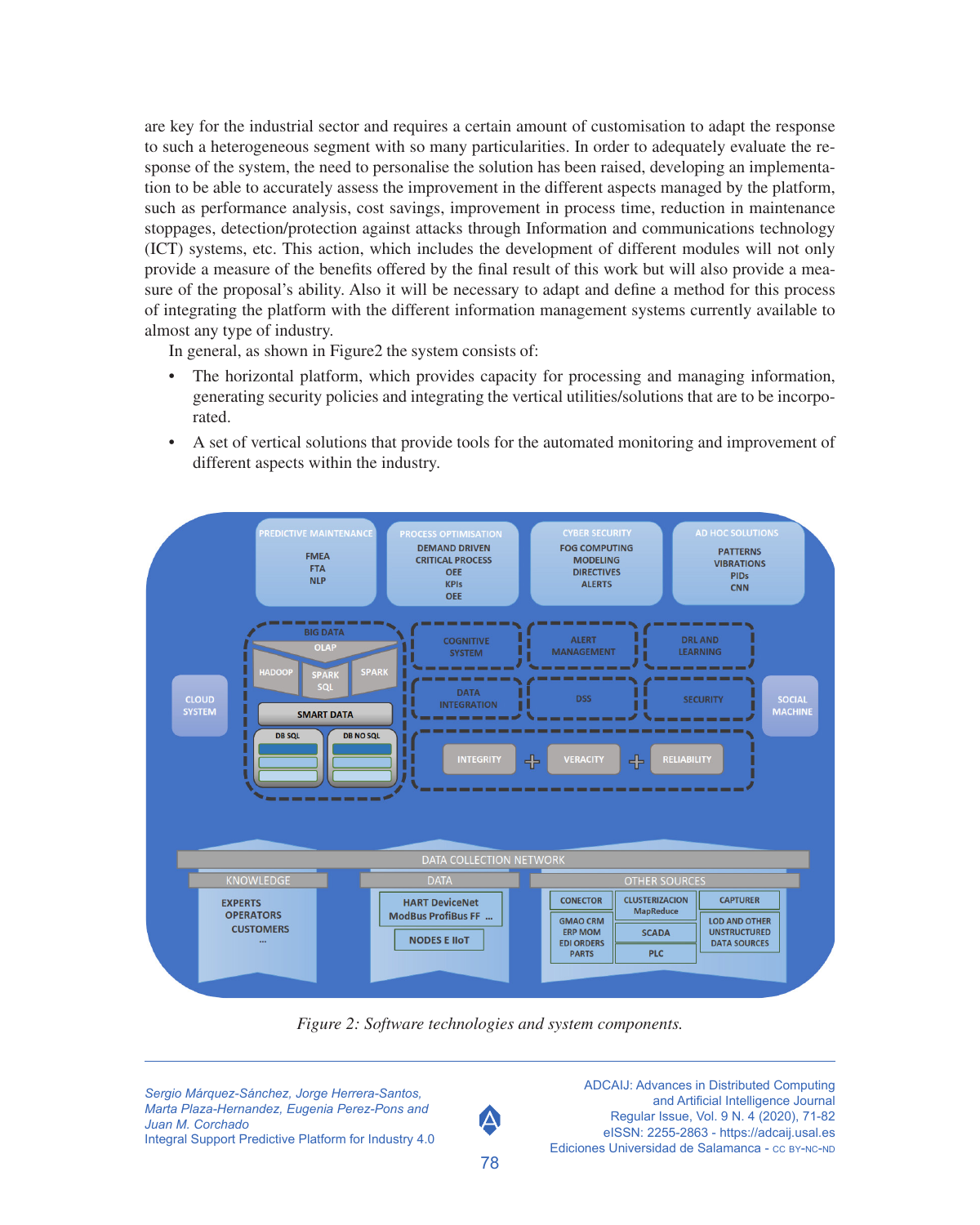are key for the industrial sector and requires a certain amount of customisation to adapt the response to such a heterogeneous segment with so many particularities. In order to adequately evaluate the response of the system, the need to personalise the solution has been raised, developing an implementation to be able to accurately assess the improvement in the different aspects managed by the platform, such as performance analysis, cost savings, improvement in process time, reduction in maintenance stoppages, detection/protection against attacks through Information and communications technology (ICT) systems, etc. This action, which includes the development of different modules will not only provide a measure of the benefits offered by the final result of this work but will also provide a measure of the proposal's ability. Also it will be necessary to adapt and define a method for this process of integrating the platform with the different information management systems currently available to almost any type of industry.

In general, as shown in Figure2 the system consists of:

- The horizontal platform, which provides capacity for processing and managing information, generating security policies and integrating the vertical utilities/solutions that are to be incorporated.
- A set of vertical solutions that provide tools for the automated monitoring and improvement of different aspects within the industry.

*Figure 2: Software technologies and system components.*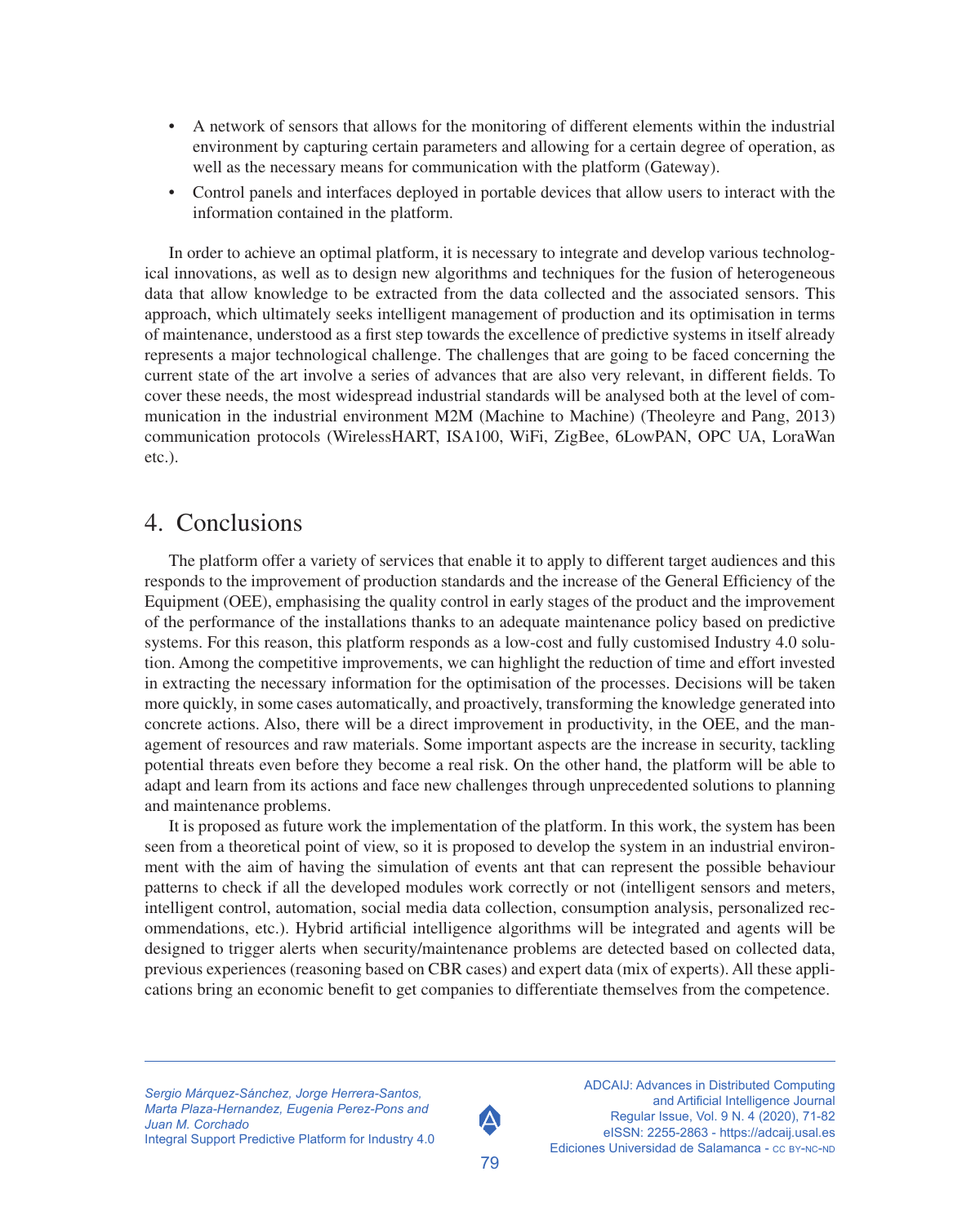- A network of sensors that allows for the monitoring of different elements within the industrial environment by capturing certain parameters and allowing for a certain degree of operation, as well as the necessary means for communication with the platform (Gateway).
- Control panels and interfaces deployed in portable devices that allow users to interact with the information contained in the platform.

In order to achieve an optimal platform, it is necessary to integrate and develop various technological innovations, as well as to design new algorithms and techniques for the fusion of heterogeneous data that allow knowledge to be extracted from the data collected and the associated sensors. This approach, which ultimately seeks intelligent management of production and its optimisation in terms of maintenance, understood as a first step towards the excellence of predictive systems in itself already represents a major technological challenge. The challenges that are going to be faced concerning the current state of the art involve a series of advances that are also very relevant, in different fields. To cover these needs, the most widespread industrial standards will be analysed both at the level of communication in the industrial environment M2M (Machine to Machine) (Theoleyre and Pang, 2013) communication protocols (WirelessHART, ISA100, WiFi, ZigBee, 6LowPAN, OPC UA, LoraWan etc.).

# 4. Conclusions

The platform offer a variety of services that enable it to apply to different target audiences and this responds to the improvement of production standards and the increase of the General Efficiency of the Equipment (OEE), emphasising the quality control in early stages of the product and the improvement of the performance of the installations thanks to an adequate maintenance policy based on predictive systems. For this reason, this platform responds as a low-cost and fully customised Industry 4.0 solution. Among the competitive improvements, we can highlight the reduction of time and effort invested in extracting the necessary information for the optimisation of the processes. Decisions will be taken more quickly, in some cases automatically, and proactively, transforming the knowledge generated into concrete actions. Also, there will be a direct improvement in productivity, in the OEE, and the management of resources and raw materials. Some important aspects are the increase in security, tackling potential threats even before they become a real risk. On the other hand, the platform will be able to adapt and learn from its actions and face new challenges through unprecedented solutions to planning and maintenance problems.

It is proposed as future work the implementation of the platform. In this work, the system has been seen from a theoretical point of view, so it is proposed to develop the system in an industrial environment with the aim of having the simulation of events ant that can represent the possible behaviour patterns to check if all the developed modules work correctly or not (intelligent sensors and meters, intelligent control, automation, social media data collection, consumption analysis, personalized recommendations, etc.). Hybrid artificial intelligence algorithms will be integrated and agents will be designed to trigger alerts when security/maintenance problems are detected based on collected data, previous experiences (reasoning based on CBR cases) and expert data (mix of experts). All these applications bring an economic benefit to get companies to differentiate themselves from the competence.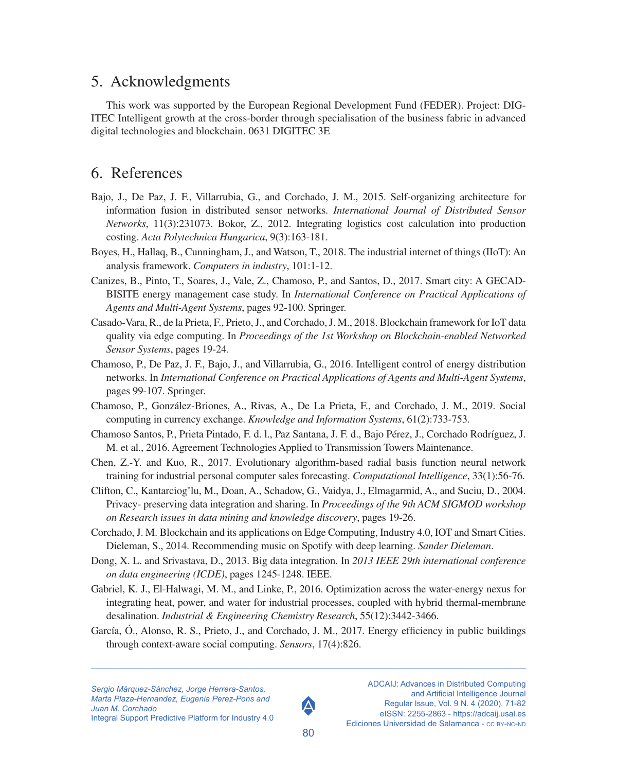## 5. Acknowledgments

This work was supported by the European Regional Development Fund (FEDER). Project: DIGITEC Intelligent growth at the cross-border through specialisation of the business fabric in advanced digital technologies and blockchain. 0631 DIGITEC 3E

## 6. References

Bajo, J., De Paz, J. F., Villarrubia, G., and Corchado, J. M., 2015. Self-organizing architecture for information fusion in distributed sensor networks. *International Journal of Distributed Sensor Networks*, 11(3):231073. Bokor, Z., 2012. Integrating logistics cost calculation into production costing. *Acta Polytechnica Hungarica*, 9(3):163-181.

Boyes, H., Hallaq, B., Cunningham, J., and Watson, T., 2018. The industrial internet of things (IIoT): An analysis framework. *Computers in industry*, 101:1-12.

Canizes, B., Pinto, T., Soares, J., Vale, Z., Chamoso, P., and Santos, D., 2017. Smart city: A GECAD-BISITE energy management case study. In *International Conference on Practical Applications of Agents and Multi-Agent Systems*, pages 92-100. Springer.

Casado-Vara, R., de la Prieta, F., Prieto, J., and Corchado, J. M., 2018. Blockchain framework for IoT data quality via edge computing. In *Proceedings of the 1st Workshop on Blockchain-enabled Networked Sensor Systems*, pages 19-24.

Chamoso, P., De Paz, J. F., Bajo, J., and Villarrubia, G., 2016. Intelligent control of energy distribution networks. In *International Conference on Practical Applications of Agents and Multi-Agent Systems*, pages 99-107. Springer.

Chamoso, P., González-Briones, A., Rivas, A., De La Prieta, F., and Corchado, J. M., 2019. Social computing in currency exchange. *Knowledge and Information Systems*, 61(2):733-753.

Chamoso Santos, P., Prieta Pintado, F. d. l., Paz Santana, J. F. d., Bajo Pérez, J., Corchado Rodríguez, J. M. et al., 2016. Agreement Technologies Applied to Transmission Towers Maintenance.

Chen, Z.-Y. and Kuo, R., 2017. Evolutionary algorithm-based radial basis function neural network training for industrial personal computer sales forecasting. *Computational Intelligence*, 33(1):56-76.

Clifton, C., Kantarcioglu, M., Doan, A., Schadow, G., Vaidya, J., Elmagarmid, A., and Suciu, D., 2004. Privacy- preserving data integration and sharing. In *Proceedings of the 9th ACM SIGMOD workshop on Research issues in data mining and knowledge discovery*, pages 19-26.

Corchado, J. M. Blockchain and its applications on Edge Computing, Industry 4.0, IOT and Smart Cities. Dieleman, S., 2014. Recommending music on Spotify with deep learning. *Sander Dieleman*.

Dong, X. L. and Srivastava, D., 2013. Big data integration. In *2013 IEEE 29th international conference on data engineering (ICDE)*, pages 1245-1248. IEEE.

Gabriel, K. J., El-Halwagi, M. M., and Linke, P., 2016. Optimization across the water-energy nexus for integrating heat, power, and water for industrial processes, coupled with hybrid thermal-membrane desalination. *Industrial & Engineering Chemistry Research*, 55(12):3442-3466.

García, Ó., Alonso, R. S., Prieto, J., and Corchado, J. M., 2017. Energy efficiency in public buildings through context-aware social computing. *Sensors*, 17(4):826.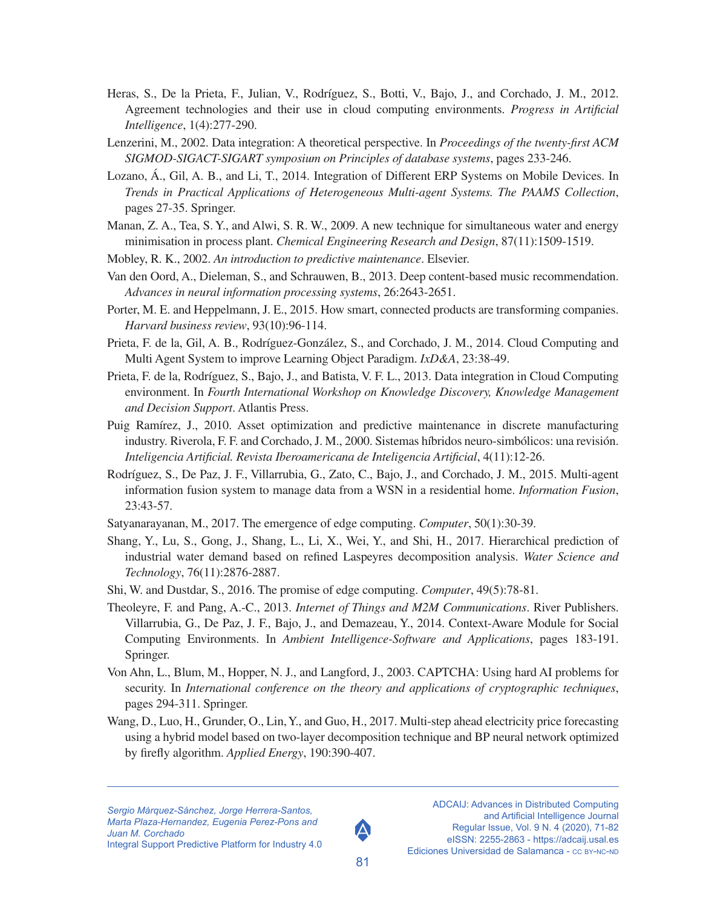Heras, S., De la Prieta, F., Julian, V., Rodríguez, S., Botti, V., Bajo, J., and Corchado, J. M., 2012. Agreement technologies and their use in cloud computing environments. *Progress in Artificial Intelligence*, 1(4):277-290.

Lenzerini, M., 2002. Data integration: A theoretical perspective. In *Proceedings of the twenty-first ACM SIGMOD-SIGACT-SIGART symposium on Principles of database systems*, pages 233-246.

Lozano, Á., Gil, A. B., and Li, T., 2014. Integration of Different ERP Systems on Mobile Devices. In *Trends in Practical Applications of Heterogeneous Multi-agent Systems. The PAAMS Collection*, pages 27-35. Springer.

Manan, Z. A., Tea, S. Y., and Alwi, S. R. W., 2009. A new technique for simultaneous water and energy minimisation in process plant. *Chemical Engineering Research and Design*, 87(11):1509-1519.

Mobley, R. K., 2002. *An introduction to predictive maintenance*. Elsevier.

Van den Oord, A., Dieleman, S., and Schrauwen, B., 2013. Deep content-based music recommendation. *Advances in neural information processing systems*, 26:2643-2651.

Porter, M. E. and Heppelmann, J. E., 2015. How smart, connected products are transforming companies. *Harvard business review*, 93(10):96-114.

Prieta, F. de la, Gil, A. B., Rodríguez-González, S., and Corchado, J. M., 2014. Cloud Computing and Multi Agent System to improve Learning Object Paradigm. *IxD&A*, 23:38-49.

Prieta, F. de la, Rodríguez, S., Bajo, J., and Batista, V. F. L., 2013. Data integration in Cloud Computing environment. In *Fourth International Workshop on Knowledge Discovery, Knowledge Management and Decision Support*. Atlantis Press.

Puig Ramírez, J., 2010. Asset optimization and predictive maintenance in discrete manufacturing industry. Riverola, F. F. and Corchado, J. M., 2000. Sistemas híbridos neuro-simbólicos: una revisión. *Inteligencia Artificial. Revista Iberoamericana de Inteligencia Artificial*, 4(11):12-26.

Rodríguez, S., De Paz, J. F., Villarrubia, G., Zato, C., Bajo, J., and Corchado, J. M., 2015. Multi-agent information fusion system to manage data from a WSN in a residential home. *Information Fusion*, 23:43-57.

Satyanarayanan, M., 2017. The emergence of edge computing. *Computer*, 50(1):30-39.

Shang, Y., Lu, S., Gong, J., Shang, L., Li, X., Wei, Y., and Shi, H., 2017. Hierarchical prediction of industrial water demand based on refined Laspeyres decomposition analysis. *Water Science and Technology*, 76(11):2876-2887.

Shi, W. and Dustdar, S., 2016. The promise of edge computing. *Computer*, 49(5):78-81.

Theoleyre, F. and Pang, A.-C., 2013. *Internet of Things and M2M Communications*. River Publishers. Villarrubia, G., De Paz, J. F., Bajo, J., and Demazeau, Y., 2014. Context-Aware Module for Social Computing Environments. In *Ambient Intelligence-Software and Applications*, pages 183-191. Springer.

Von Ahn, L., Blum, M., Hopper, N. J., and Langford, J., 2003. CAPTCHA: Using hard AI problems for security. In *International conference on the theory and applications of cryptographic techniques*, pages 294-311. Springer.

Wang, D., Luo, H., Grunder, O., Lin, Y., and Guo, H., 2017. Multi-step ahead electricity price forecasting using a hybrid model based on two-layer decomposition technique and BP neural network optimized by firefly algorithm. *Applied Energy*, 190:390-407.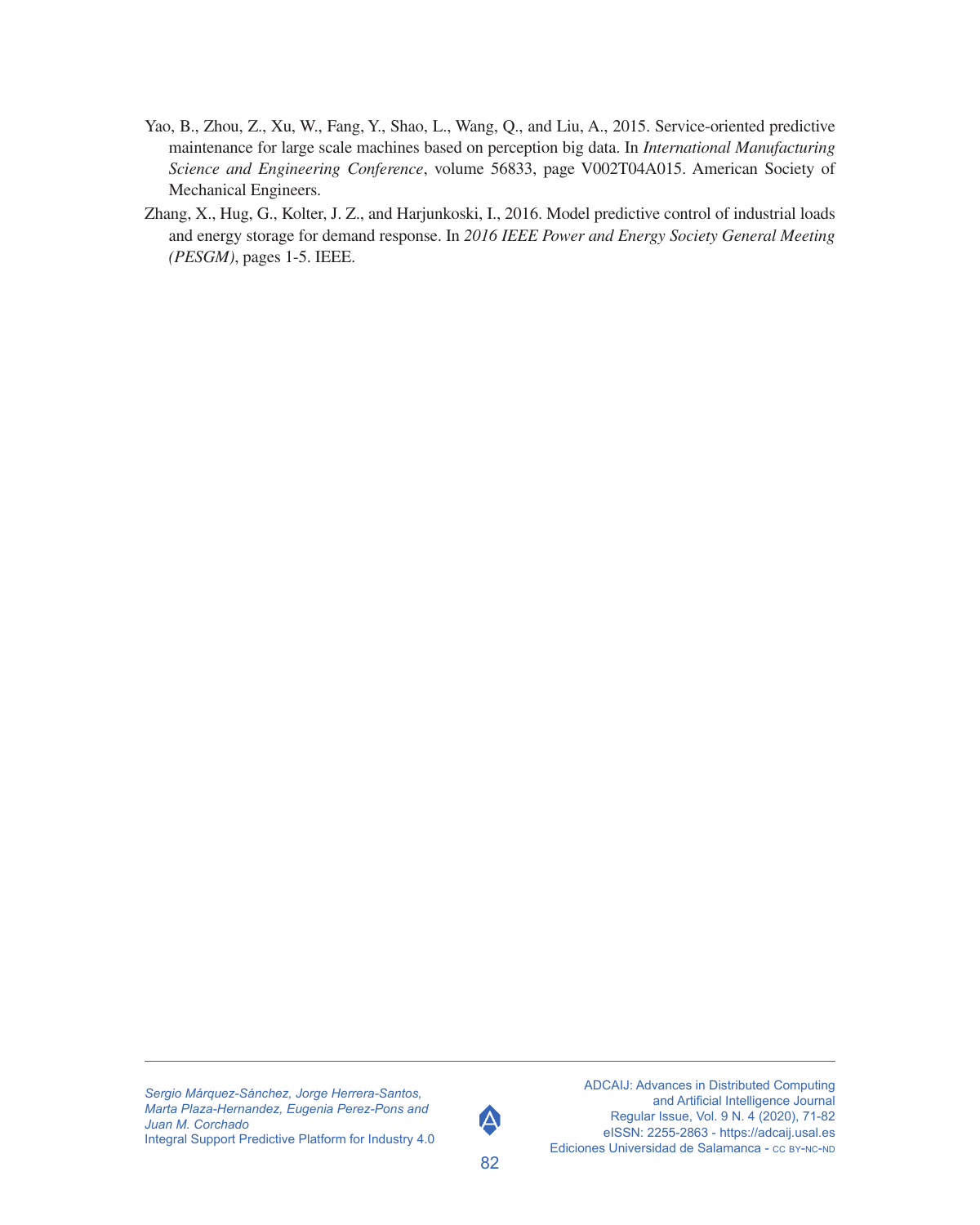Yao, B., Zhou, Z., Xu, W., Fang, Y., Shao, L., Wang, Q., and Liu, A., 2015. Service-oriented predictive maintenance for large scale machines based on perception big data. In *International Manufacturing Science and Engineering Conference*, volume 56833, page V002T04A015. American Society of Mechanical Engineers.

Zhang, X., Hug, G., Kolter, J. Z., and Harjunkoski, I., 2016. Model predictive control of industrial loads and energy storage for demand response. In *2016 IEEE Power and Energy Society General Meeting (PESGM)*, pages 1-5. IEEE.